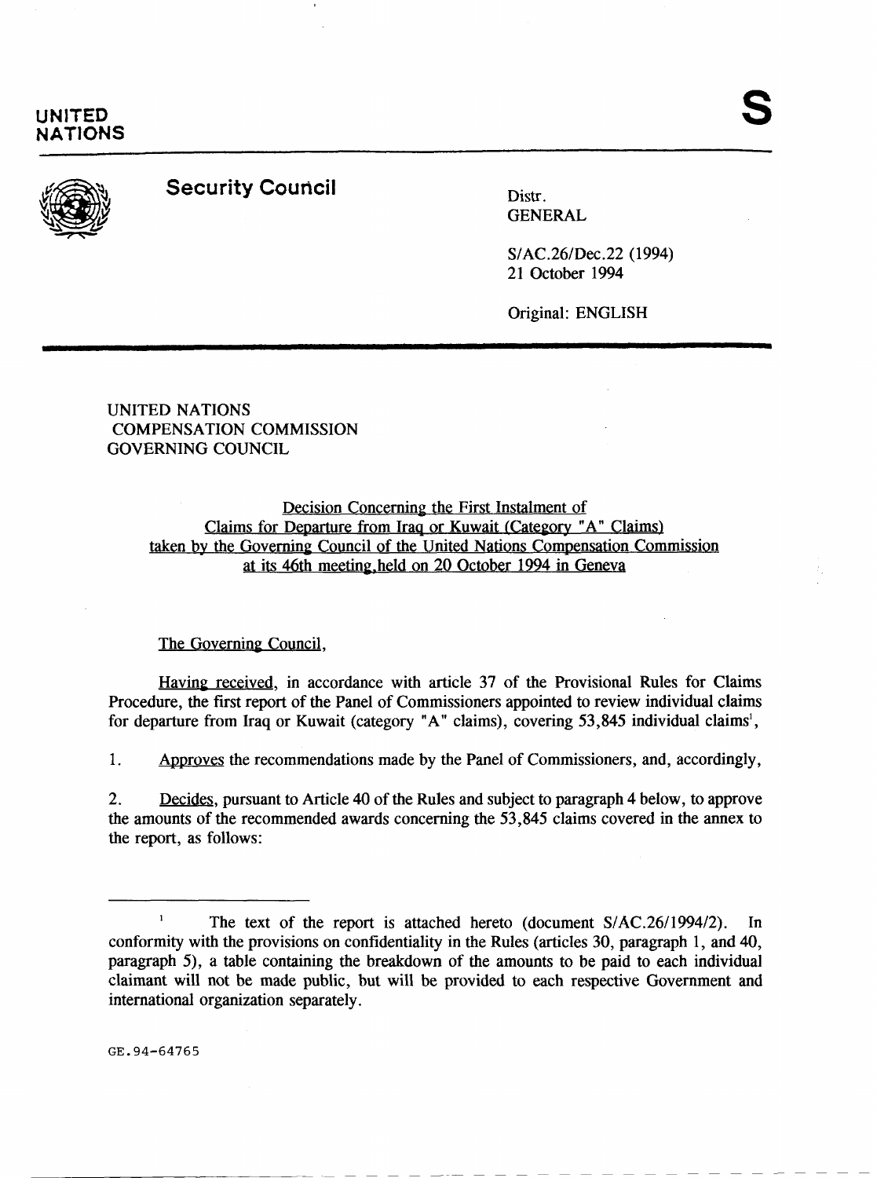UNITED NATIONS

S

**Security Council**

Distr.
GENERAL

S/AC.26/Dec.22 (1994)
21 October 1994

Original: ENGLISH

UNITED NATIONS
COMPENSATION COMMISSION
GOVERNING COUNCIL

Decision Concerning the First Instalment of Claims for Departure from Iraq or Kuwait (Category "A" Claims) taken by the Governing Council of the United Nations Compensation Commission at its 46th meeting held on 20 October 1994 in Geneva

The Governing Council,

Having received, in accordance with article 37 of the Provisional Rules for Claims Procedure, the first report of the Panel of Commissioners appointed to review individual claims for departure from Iraq or Kuwait (category "A" claims), covering 53,845 individual claims[1],

1. Approves the recommendations made by the Panel of Commissioners, and, accordingly,

2. Decides, pursuant to Article 40 of the Rules and subject to paragraph 4 below, to approve the amounts of the recommended awards concerning the 53,845 claims covered in the annex to the report, as follows:

[1] The text of the report is attached hereto (document S/AC.26/1994/2). In conformity with the provisions on confidentiality in the Rules (articles 30, paragraph 1, and 40, paragraph 5), a table containing the breakdown of the amounts to be paid to each individual claimant will not be made public, but will be provided to each respective Government and international organization separately.

GE.94-64765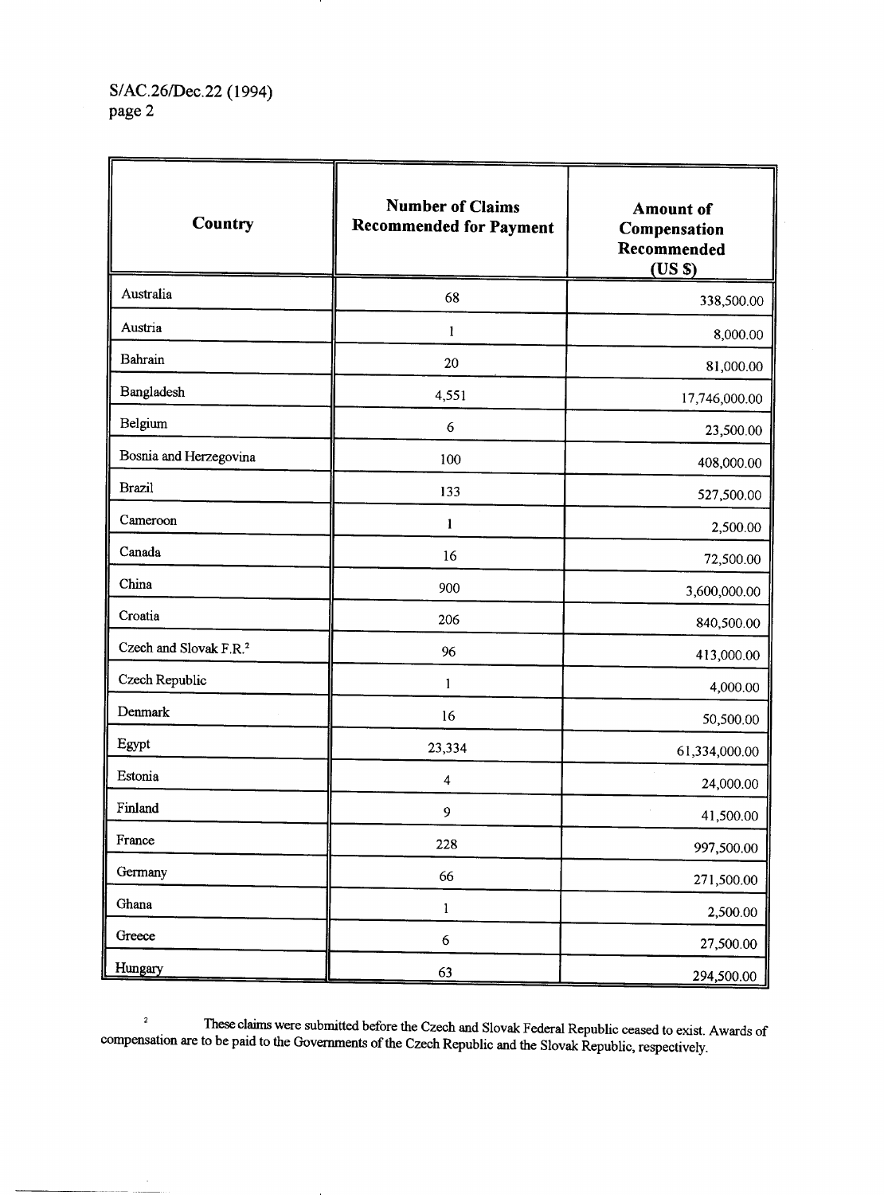| Country | Number of Claims Recommended for Payment | Amount of Compensation Recommended (US $) |
|---|---|---|
| Australia | 68 | 338,500.00 |
| Austria | 1 | 8,000.00 |
| Bahrain | 20 | 81,000.00 |
| Bangladesh | 4,551 | 17,746,000.00 |
| Belgium | 6 | 23,500.00 |
| Bosnia and Herzegovina | 100 | 408,000.00 |
| Brazil | 133 | 527,500.00 |
| Cameroon | 1 | 2,500.00 |
| Canada | 16 | 72,500.00 |
| China | 900 | 3,600,000.00 |
| Croatia | 206 | 840,500.00 |
| Czech and Slovak F.R.[2] | 96 | 413,000.00 |
| Czech Republic | 1 | 4,000.00 |
| Denmark | 16 | 50,500.00 |
| Egypt | 23,334 | 61,334,000.00 |
| Estonia | 4 | 24,000.00 |
| Finland | 9 | 41,500.00 |
| France | 228 | 997,500.00 |
| Germany | 66 | 271,500.00 |
| Ghana | 1 | 2,500.00 |
| Greece | 6 | 27,500.00 |
| Hungary | 63 | 294,500.00 |

[2] These claims were submitted before the Czech and Slovak Federal Republic ceased to exist. Awards of compensation are to be paid to the Governments of the Czech Republic and the Slovak Republic, respectively.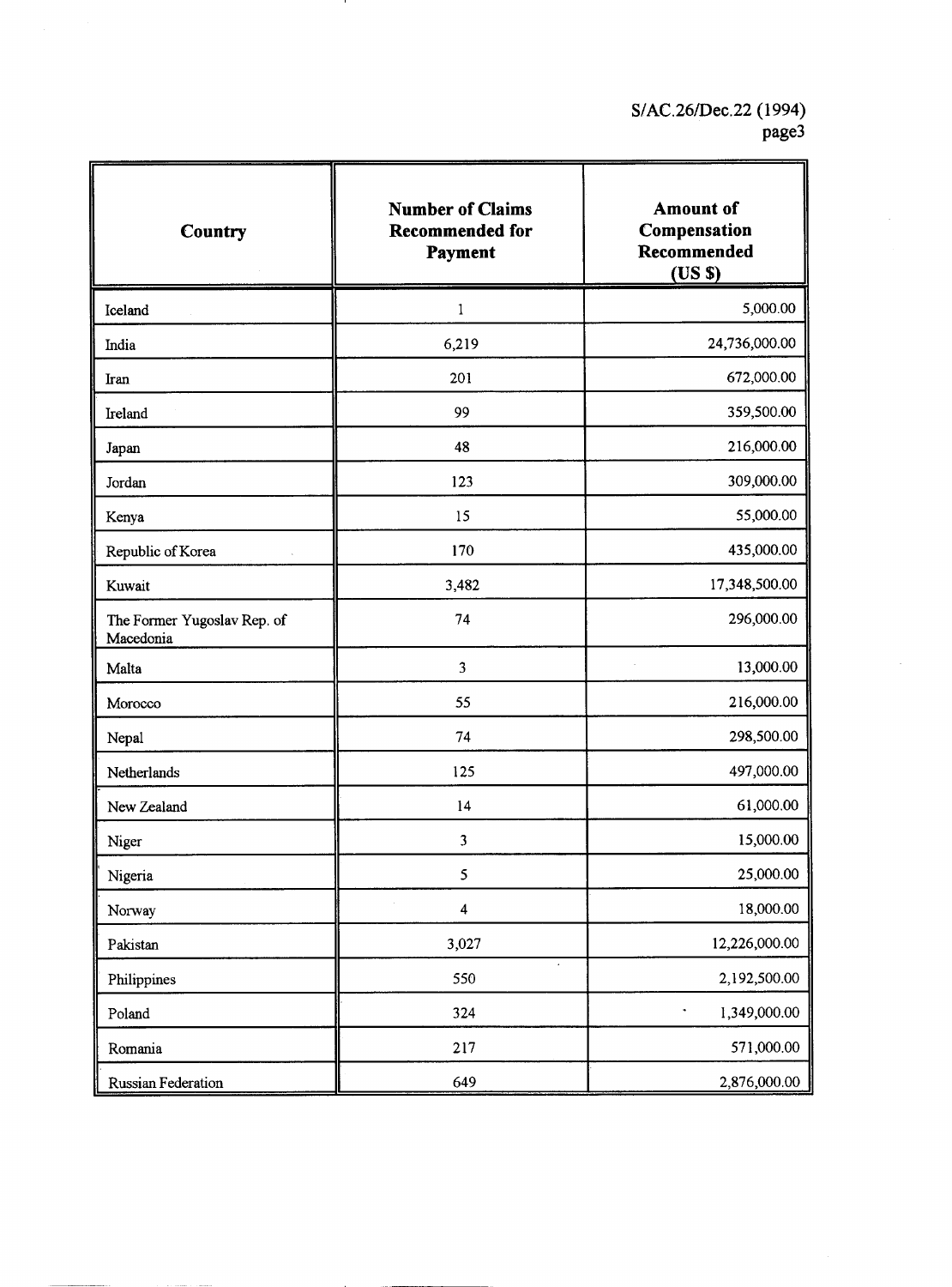| Country | Number of Claims Recommended for Payment | Amount of Compensation Recommended (US $) |
|---|---|---|
| Iceland | 1 | 5,000.00 |
| India | 6,219 | 24,736,000.00 |
| Iran | 201 | 672,000.00 |
| Ireland | 99 | 359,500.00 |
| Japan | 48 | 216,000.00 |
| Jordan | 123 | 309,000.00 |
| Kenya | 15 | 55,000.00 |
| Republic of Korea | 170 | 435,000.00 |
| Kuwait | 3,482 | 17,348,500.00 |
| The Former Yugoslav Rep. of Macedonia | 74 | 296,000.00 |
| Malta | 3 | 13,000.00 |
| Morocco | 55 | 216,000.00 |
| Nepal | 74 | 298,500.00 |
| Netherlands | 125 | 497,000.00 |
| New Zealand | 14 | 61,000.00 |
| Niger | 3 | 15,000.00 |
| Nigeria | 5 | 25,000.00 |
| Norway | 4 | 18,000.00 |
| Pakistan | 3,027 | 12,226,000.00 |
| Philippines | 550 | 2,192,500.00 |
| Poland | 324 | 1,349,000.00 |
| Romania | 217 | 571,000.00 |
| Russian Federation | 649 | 2,876,000.00 |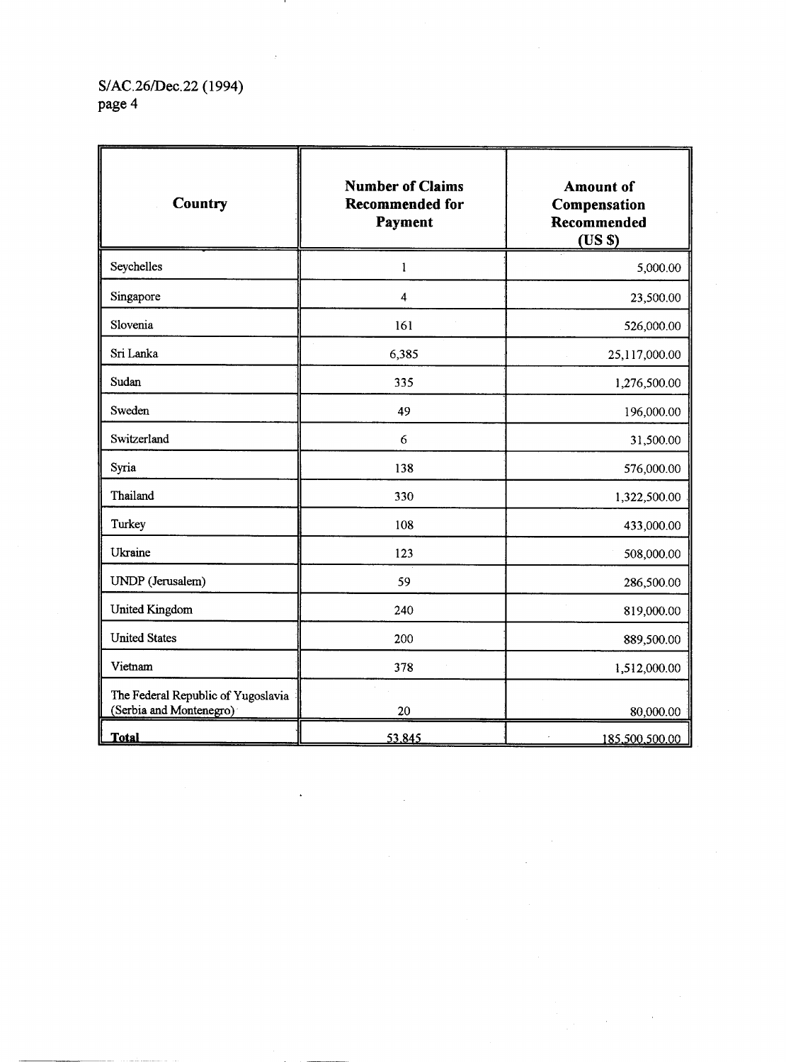| Country | Number of Claims Recommended for Payment | Amount of Compensation Recommended (US $) |
|---|---|---|
| Seychelles | 1 | 5,000.00 |
| Singapore | 4 | 23,500.00 |
| Slovenia | 161 | 526,000.00 |
| Sri Lanka | 6,385 | 25,117,000.00 |
| Sudan | 335 | 1,276,500.00 |
| Sweden | 49 | 196,000.00 |
| Switzerland | 6 | 31,500.00 |
| Syria | 138 | 576,000.00 |
| Thailand | 330 | 1,322,500.00 |
| Turkey | 108 | 433,000.00 |
| Ukraine | 123 | 508,000.00 |
| UNDP (Jerusalem) | 59 | 286,500.00 |
| United Kingdom | 240 | 819,000.00 |
| United States | 200 | 889,500.00 |
| Vietnam | 378 | 1,512,000.00 |
| The Federal Republic of Yugoslavia (Serbia and Montenegro) | 20 | 80,000.00 |
| **Total** | 53,845 | 185,500,500.00 |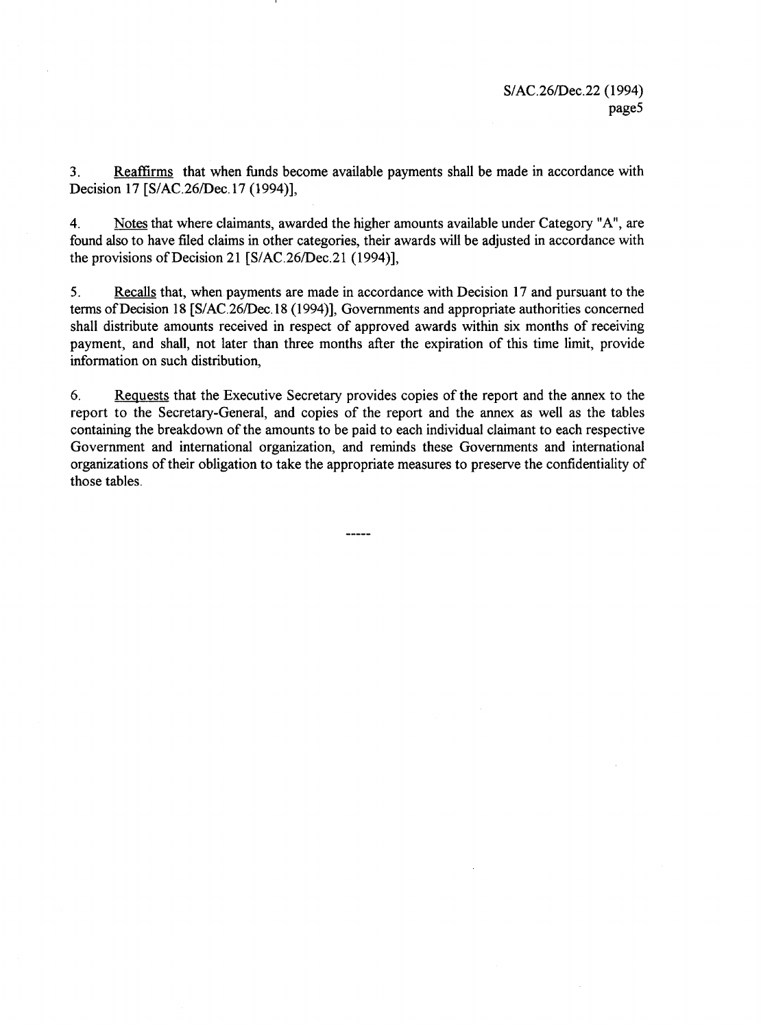3. Reaffirms that when funds become available payments shall be made in accordance with Decision 17 [S/AC.26/Dec.17 (1994)],

4. Notes that where claimants, awarded the higher amounts available under Category "A", are found also to have filed claims in other categories, their awards will be adjusted in accordance with the provisions of Decision 21 [S/AC.26/Dec.21 (1994)],

5. Recalls that, when payments are made in accordance with Decision 17 and pursuant to the terms of Decision 18 [S/AC.26/Dec.18 (1994)], Governments and appropriate authorities concerned shall distribute amounts received in respect of approved awards within six months of receiving payment, and shall, not later than three months after the expiration of this time limit, provide information on such distribution,

6. Requests that the Executive Secretary provides copies of the report and the annex to the report to the Secretary-General, and copies of the report and the annex as well as the tables containing the breakdown of the amounts to be paid to each individual claimant to each respective Government and international organization, and reminds these Governments and international organizations of their obligation to take the appropriate measures to preserve the confidentiality of those tables.

-----